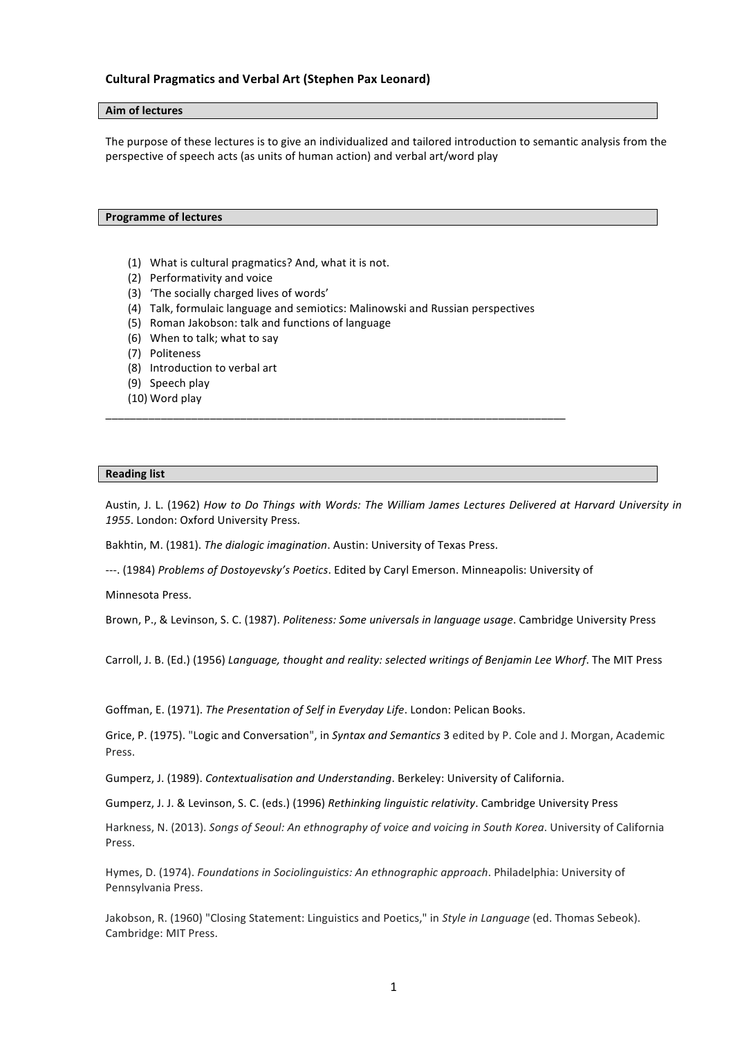**Cultural Pragmatics and Verbal Art (Stephen Pax Leonard)**

## Aim of lectures

The purpose of these lectures is to give an individualized and tailored introduction to semantic analysis from the perspective of speech acts (as units of human action) and verbal art/word play

## Programme of lectures

(1) What is cultural pragmatics? And, what it is not.
(2) Performativity and voice
(3) 'The socially charged lives of words'
(4) Talk, formulaic language and semiotics: Malinowski and Russian perspectives
(5) Roman Jakobson: talk and functions of language
(6) When to talk; what to say
(7) Politeness
(8) Introduction to verbal art
(9) Speech play
(10) Word play

---

## Reading list

Austin, J. L. (1962) *How to Do Things with Words: The William James Lectures Delivered at Harvard University in 1955*. London: Oxford University Press.

Bakhtin, M. (1981). *The dialogic imagination*. Austin: University of Texas Press.

---. (1984) *Problems of Dostoyevsky's Poetics*. Edited by Caryl Emerson. Minneapolis: University of Minnesota Press.

Brown, P., & Levinson, S. C. (1987). *Politeness: Some universals in language usage*. Cambridge University Press

Carroll, J. B. (Ed.) (1956) *Language, thought and reality: selected writings of Benjamin Lee Whorf*. The MIT Press

Goffman, E. (1971). *The Presentation of Self in Everyday Life*. London: Pelican Books.

Grice, P. (1975). "Logic and Conversation", in *Syntax and Semantics* 3 edited by P. Cole and J. Morgan, Academic Press.

Gumperz, J. (1989). *Contextualisation and Understanding*. Berkeley: University of California.

Gumperz, J. J. & Levinson, S. C. (eds.) (1996) *Rethinking linguistic relativity*. Cambridge University Press

Harkness, N. (2013). *Songs of Seoul: An ethnography of voice and voicing in South Korea*. University of California Press.

Hymes, D. (1974). *Foundations in Sociolinguistics: An ethnographic approach*. Philadelphia: University of Pennsylvania Press.

Jakobson, R. (1960) "Closing Statement: Linguistics and Poetics," in *Style in Language* (ed. Thomas Sebeok). Cambridge: MIT Press.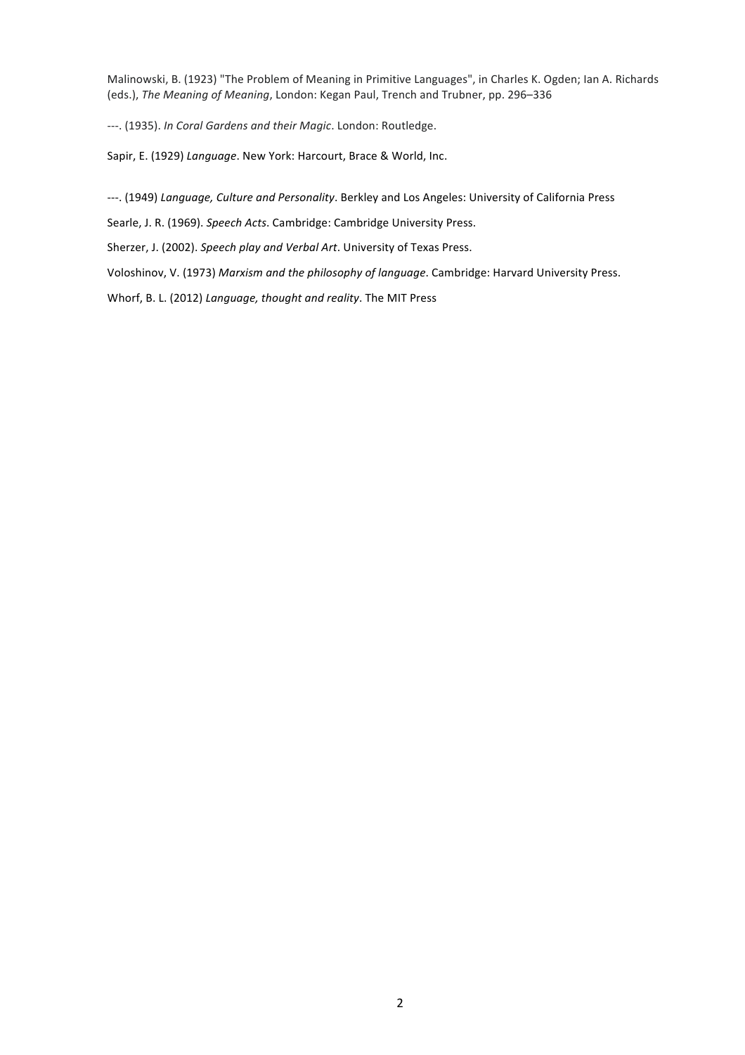Malinowski, B. (1923) "The Problem of Meaning in Primitive Languages", in Charles K. Ogden; Ian A. Richards (eds.), *The Meaning of Meaning*, London: Kegan Paul, Trench and Trubner, pp. 296–336

---. (1935). *In Coral Gardens and their Magic*. London: Routledge.

Sapir, E. (1929) *Language*. New York: Harcourt, Brace & World, Inc.

---. (1949) *Language, Culture and Personality*. Berkley and Los Angeles: University of California Press

Searle, J. R. (1969). *Speech Acts*. Cambridge: Cambridge University Press.

Sherzer, J. (2002). *Speech play and Verbal Art*. University of Texas Press.

Voloshinov, V. (1973) *Marxism and the philosophy of language*. Cambridge: Harvard University Press.

Whorf, B. L. (2012) *Language, thought and reality*. The MIT Press